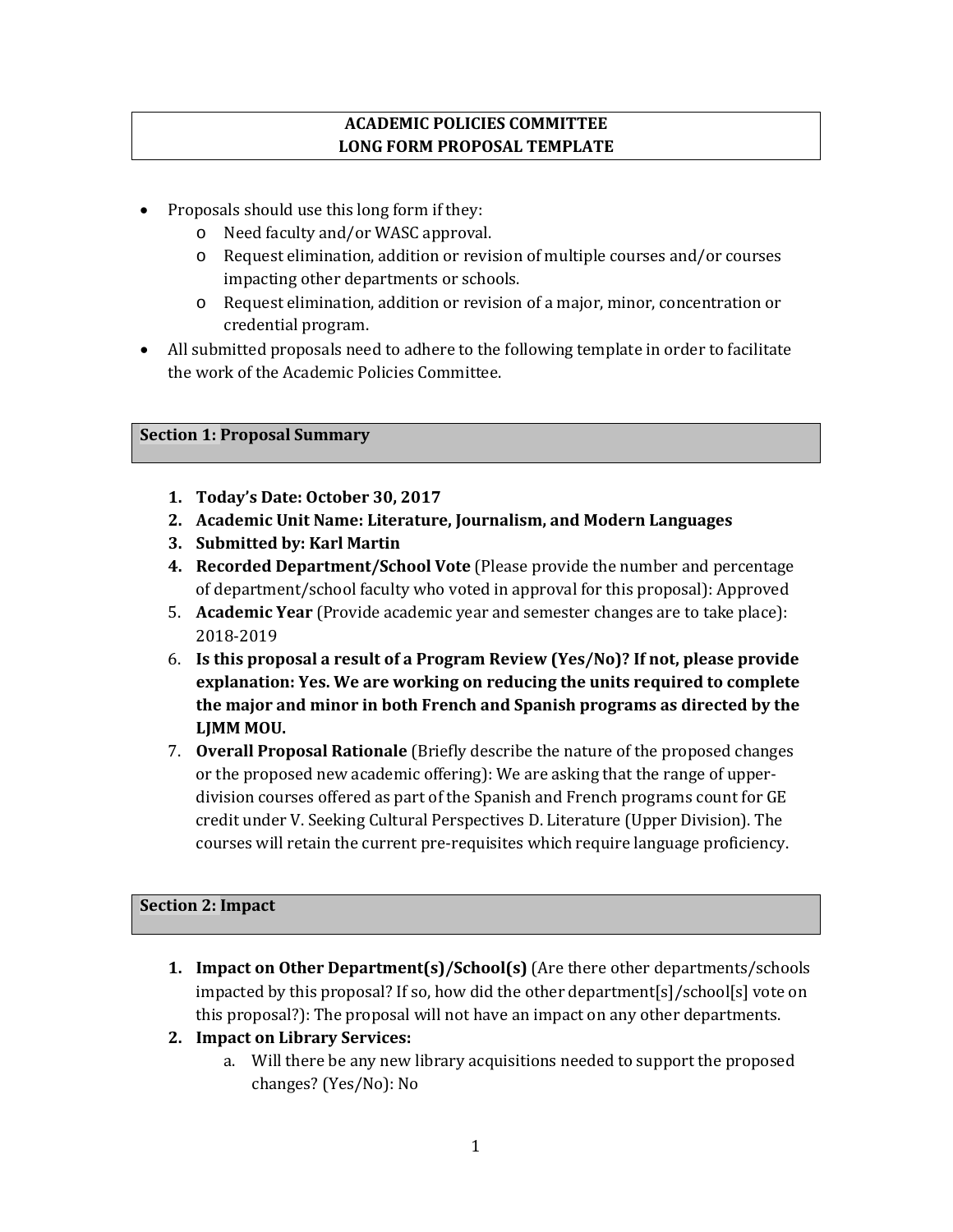# ACADEMIC POLICIES COMMITTEE
# LONG FORM PROPOSAL TEMPLATE

- Proposals should use this long form if they:
  - Need faculty and/or WASC approval.
  - Request elimination, addition or revision of multiple courses and/or courses impacting other departments or schools.
  - Request elimination, addition or revision of a major, minor, concentration or credential program.
- All submitted proposals need to adhere to the following template in order to facilitate the work of the Academic Policies Committee.

## Section 1: Proposal Summary

1. **Today's Date: October 30, 2017**
2. **Academic Unit Name: Literature, Journalism, and Modern Languages**
3. **Submitted by: Karl Martin**
4. **Recorded Department/School Vote** (Please provide the number and percentage of department/school faculty who voted in approval for this proposal): Approved
5. **Academic Year** (Provide academic year and semester changes are to take place): 2018-2019
6. **Is this proposal a result of a Program Review (Yes/No)? If not, please provide explanation: Yes. We are working on reducing the units required to complete the major and minor in both French and Spanish programs as directed by the LJMM MOU.**
7. **Overall Proposal Rationale** (Briefly describe the nature of the proposed changes or the proposed new academic offering): We are asking that the range of upper-division courses offered as part of the Spanish and French programs count for GE credit under V. Seeking Cultural Perspectives D. Literature (Upper Division). The courses will retain the current pre-requisites which require language proficiency.

## Section 2: Impact

1. **Impact on Other Department(s)/School(s)** (Are there other departments/schools impacted by this proposal? If so, how did the other department[s]/school[s] vote on this proposal?): The proposal will not have an impact on any other departments.
2. **Impact on Library Services:**
   a. Will there be any new library acquisitions needed to support the proposed changes? (Yes/No): No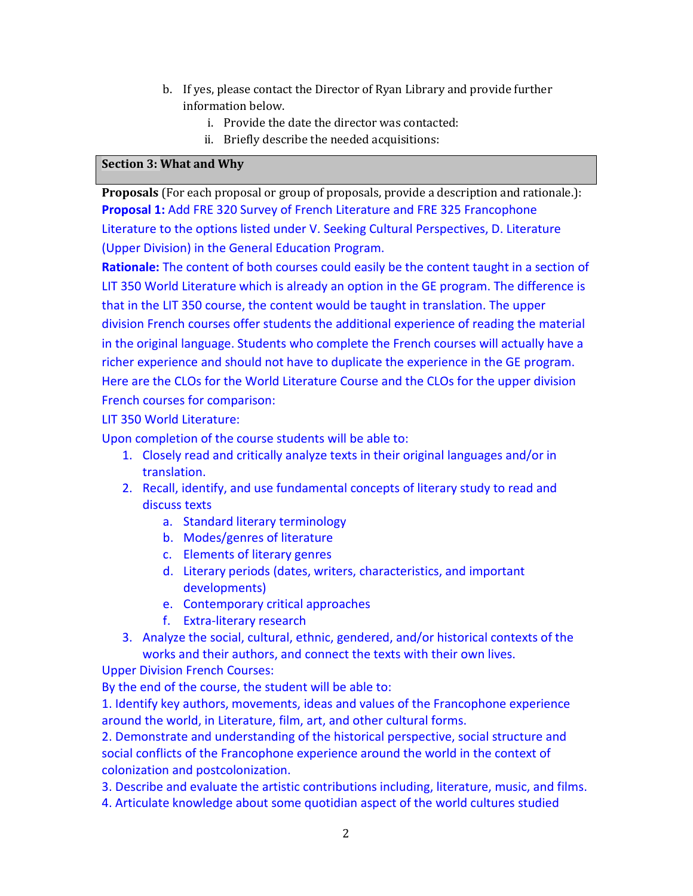b. If yes, please contact the Director of Ryan Library and provide further information below.
   i. Provide the date the director was contacted:
   ii. Briefly describe the needed acquisitions:

## Section 3: What and Why

**Proposals** (For each proposal or group of proposals, provide a description and rationale.):

**Proposal 1:** Add FRE 320 Survey of French Literature and FRE 325 Francophone Literature to the options listed under V. Seeking Cultural Perspectives, D. Literature (Upper Division) in the General Education Program.

**Rationale:** The content of both courses could easily be the content taught in a section of LIT 350 World Literature which is already an option in the GE program. The difference is that in the LIT 350 course, the content would be taught in translation. The upper division French courses offer students the additional experience of reading the material in the original language. Students who complete the French courses will actually have a richer experience and should not have to duplicate the experience in the GE program. Here are the CLOs for the World Literature Course and the CLOs for the upper division French courses for comparison:

LIT 350 World Literature:

Upon completion of the course students will be able to:

1. Closely read and critically analyze texts in their original languages and/or in translation.
2. Recall, identify, and use fundamental concepts of literary study to read and discuss texts
   a. Standard literary terminology
   b. Modes/genres of literature
   c. Elements of literary genres
   d. Literary periods (dates, writers, characteristics, and important developments)
   e. Contemporary critical approaches
   f. Extra-literary research
3. Analyze the social, cultural, ethnic, gendered, and/or historical contexts of the works and their authors, and connect the texts with their own lives.

Upper Division French Courses:

By the end of the course, the student will be able to:

1. Identify key authors, movements, ideas and values of the Francophone experience around the world, in Literature, film, art, and other cultural forms.
2. Demonstrate and understanding of the historical perspective, social structure and social conflicts of the Francophone experience around the world in the context of colonization and postcolonization.
3. Describe and evaluate the artistic contributions including, literature, music, and films.
4. Articulate knowledge about some quotidian aspect of the world cultures studied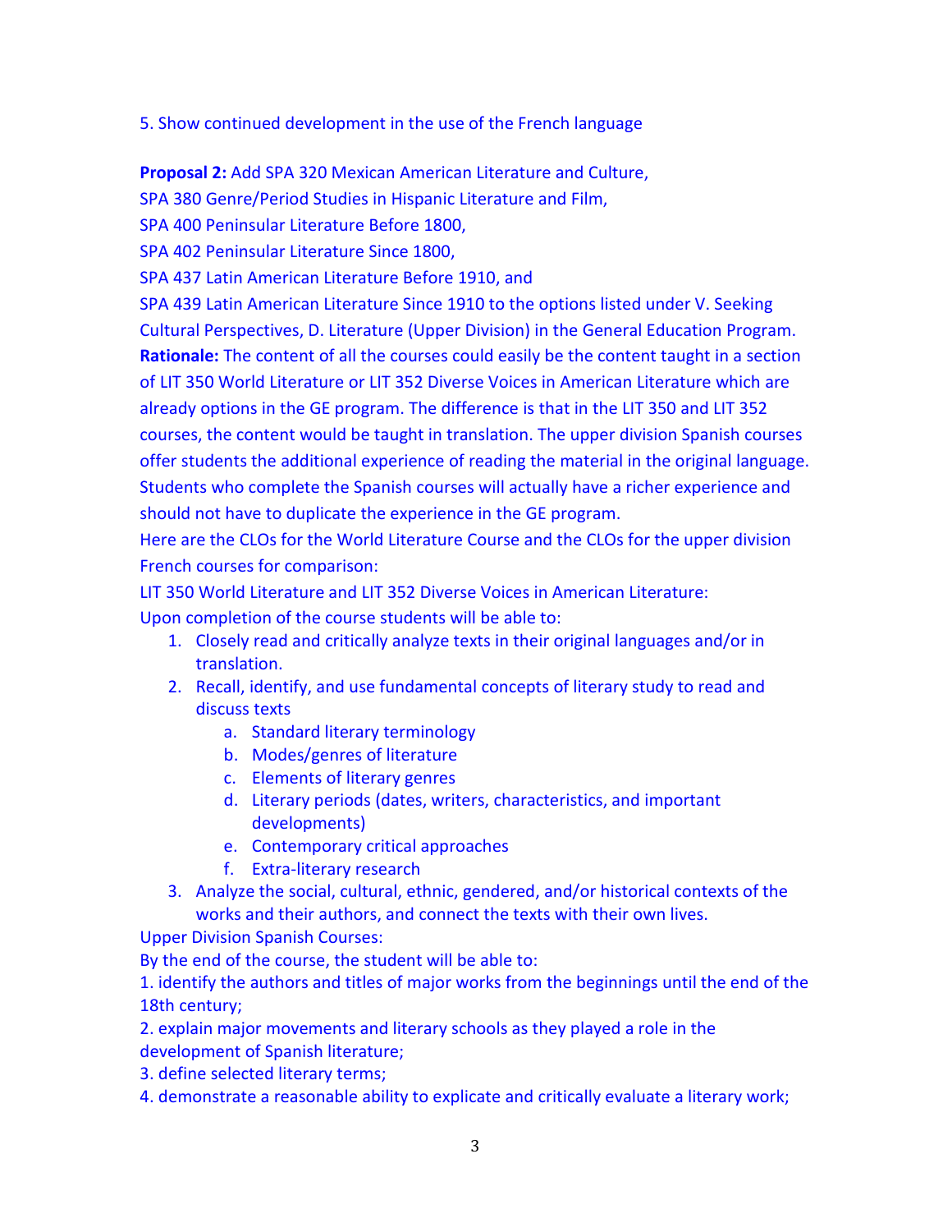5. Show continued development in the use of the French language

**Proposal 2:** Add SPA 320 Mexican American Literature and Culture,
SPA 380 Genre/Period Studies in Hispanic Literature and Film,
SPA 400 Peninsular Literature Before 1800,
SPA 402 Peninsular Literature Since 1800,
SPA 437 Latin American Literature Before 1910, and
SPA 439 Latin American Literature Since 1910 to the options listed under V. Seeking Cultural Perspectives, D. Literature (Upper Division) in the General Education Program.
**Rationale:** The content of all the courses could easily be the content taught in a section of LIT 350 World Literature or LIT 352 Diverse Voices in American Literature which are already options in the GE program. The difference is that in the LIT 350 and LIT 352 courses, the content would be taught in translation. The upper division Spanish courses offer students the additional experience of reading the material in the original language. Students who complete the Spanish courses will actually have a richer experience and should not have to duplicate the experience in the GE program.
Here are the CLOs for the World Literature Course and the CLOs for the upper division French courses for comparison:
LIT 350 World Literature and LIT 352 Diverse Voices in American Literature:
Upon completion of the course students will be able to:

1. Closely read and critically analyze texts in their original languages and/or in translation.
2. Recall, identify, and use fundamental concepts of literary study to read and discuss texts
   a. Standard literary terminology
   b. Modes/genres of literature
   c. Elements of literary genres
   d. Literary periods (dates, writers, characteristics, and important developments)
   e. Contemporary critical approaches
   f. Extra-literary research
3. Analyze the social, cultural, ethnic, gendered, and/or historical contexts of the works and their authors, and connect the texts with their own lives.

Upper Division Spanish Courses:
By the end of the course, the student will be able to:
1. identify the authors and titles of major works from the beginnings until the end of the 18th century;
2. explain major movements and literary schools as they played a role in the development of Spanish literature;
3. define selected literary terms;
4. demonstrate a reasonable ability to explicate and critically evaluate a literary work;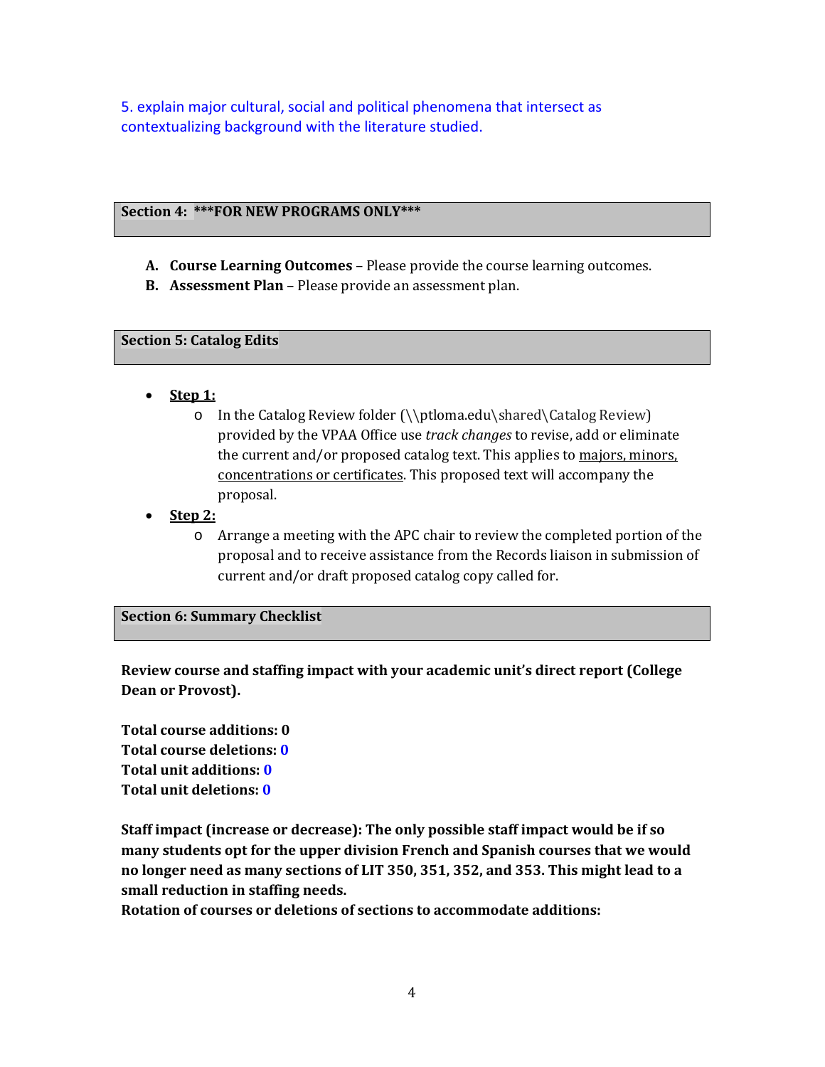5. explain major cultural, social and political phenomena that intersect as contextualizing background with the literature studied.

## Section 4: ***FOR NEW PROGRAMS ONLY***

A. **Course Learning Outcomes** – Please provide the course learning outcomes.
B. **Assessment Plan** – Please provide an assessment plan.

## Section 5: Catalog Edits

- **Step 1:**
  - In the Catalog Review folder (\\ptloma.edu\shared\Catalog Review) provided by the VPAA Office use *track changes* to revise, add or eliminate the current and/or proposed catalog text. This applies to majors, minors, concentrations or certificates. This proposed text will accompany the proposal.
- **Step 2:**
  - Arrange a meeting with the APC chair to review the completed portion of the proposal and to receive assistance from the Records liaison in submission of current and/or draft proposed catalog copy called for.

## Section 6: Summary Checklist

**Review course and staffing impact with your academic unit's direct report (College Dean or Provost).**

**Total course additions: 0**
**Total course deletions: 0**
**Total unit additions: 0**
**Total unit deletions: 0**

**Staff impact (increase or decrease): The only possible staff impact would be if so many students opt for the upper division French and Spanish courses that we would no longer need as many sections of LIT 350, 351, 352, and 353. This might lead to a small reduction in staffing needs.**
**Rotation of courses or deletions of sections to accommodate additions:**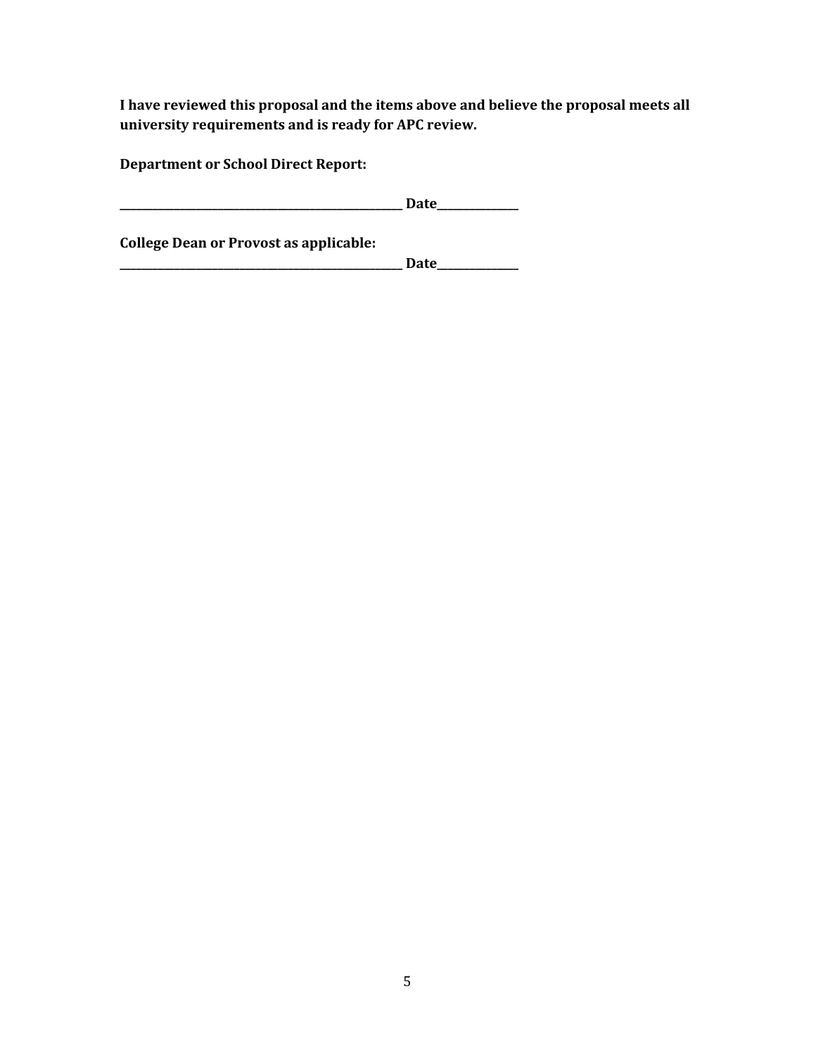**I have reviewed this proposal and the items above and believe the proposal meets all university requirements and is ready for APC review.**

**Department or School Direct Report:**

**_________________________________________________ Date______________**

**College Dean or Provost as applicable:**
**_________________________________________________ Date______________**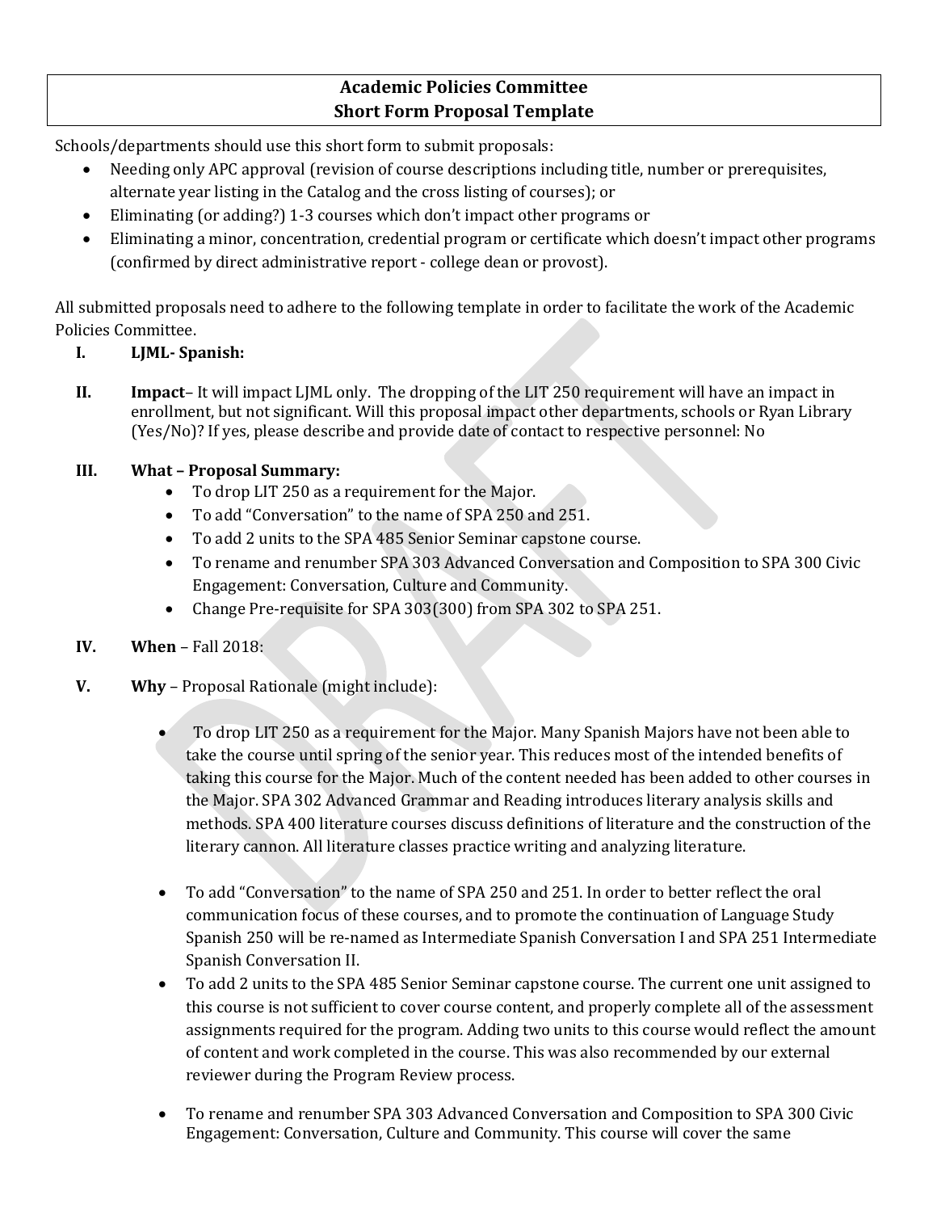## Academic Policies Committee
## Short Form Proposal Template

Schools/departments should use this short form to submit proposals:

- Needing only APC approval (revision of course descriptions including title, number or prerequisites, alternate year listing in the Catalog and the cross listing of courses); or
- Eliminating (or adding?) 1-3 courses which don't impact other programs or
- Eliminating a minor, concentration, credential program or certificate which doesn't impact other programs (confirmed by direct administrative report - college dean or provost).

All submitted proposals need to adhere to the following template in order to facilitate the work of the Academic Policies Committee.

**I. LJML- Spanish:**

**II. Impact**– It will impact LJML only. The dropping of the LIT 250 requirement will have an impact in enrollment, but not significant. Will this proposal impact other departments, schools or Ryan Library (Yes/No)? If yes, please describe and provide date of contact to respective personnel: No

**III. What – Proposal Summary:**

- To drop LIT 250 as a requirement for the Major.
- To add "Conversation" to the name of SPA 250 and 251.
- To add 2 units to the SPA 485 Senior Seminar capstone course.
- To rename and renumber SPA 303 Advanced Conversation and Composition to SPA 300 Civic Engagement: Conversation, Culture and Community.
- Change Pre-requisite for SPA 303(300) from SPA 302 to SPA 251.

**IV. When** – Fall 2018:

**V. Why** – Proposal Rationale (might include):

- To drop LIT 250 as a requirement for the Major. Many Spanish Majors have not been able to take the course until spring of the senior year. This reduces most of the intended benefits of taking this course for the Major. Much of the content needed has been added to other courses in the Major. SPA 302 Advanced Grammar and Reading introduces literary analysis skills and methods. SPA 400 literature courses discuss definitions of literature and the construction of the literary cannon. All literature classes practice writing and analyzing literature.

- To add "Conversation" to the name of SPA 250 and 251. In order to better reflect the oral communication focus of these courses, and to promote the continuation of Language Study Spanish 250 will be re-named as Intermediate Spanish Conversation I and SPA 251 Intermediate Spanish Conversation II.
- To add 2 units to the SPA 485 Senior Seminar capstone course. The current one unit assigned to this course is not sufficient to cover course content, and properly complete all of the assessment assignments required for the program. Adding two units to this course would reflect the amount of content and work completed in the course. This was also recommended by our external reviewer during the Program Review process.

- To rename and renumber SPA 303 Advanced Conversation and Composition to SPA 300 Civic Engagement: Conversation, Culture and Community. This course will cover the same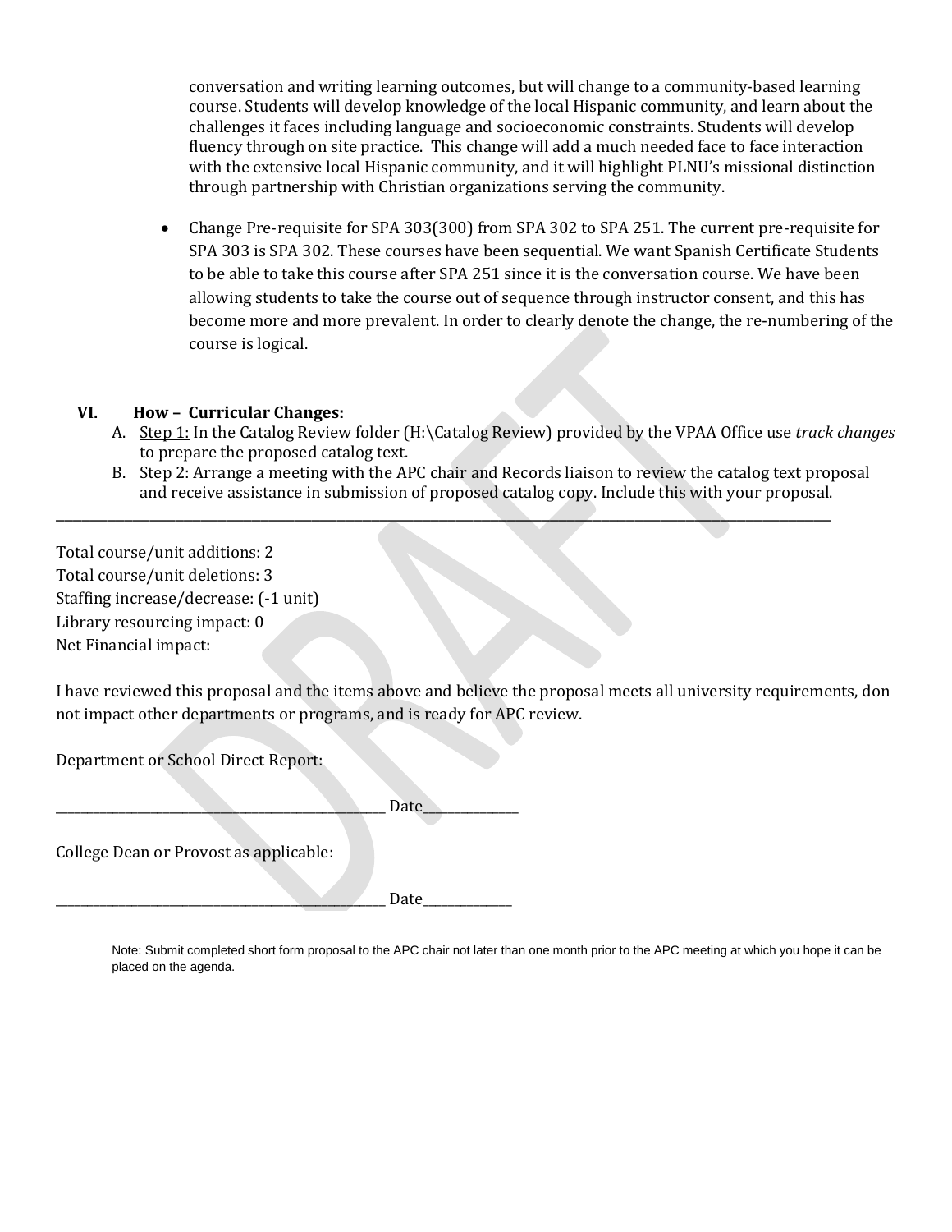conversation and writing learning outcomes, but will change to a community-based learning course. Students will develop knowledge of the local Hispanic community, and learn about the challenges it faces including language and socioeconomic constraints. Students will develop fluency through on site practice. This change will add a much needed face to face interaction with the extensive local Hispanic community, and it will highlight PLNU's missional distinction through partnership with Christian organizations serving the community.

- Change Pre-requisite for SPA 303(300) from SPA 302 to SPA 251. The current pre-requisite for SPA 303 is SPA 302. These courses have been sequential. We want Spanish Certificate Students to be able to take this course after SPA 251 since it is the conversation course. We have been allowing students to take the course out of sequence through instructor consent, and this has become more and more prevalent. In order to clearly denote the change, the re-numbering of the course is logical.

## VI. How – Curricular Changes:

A. Step 1: In the Catalog Review folder (H:\Catalog Review) provided by the VPAA Office use *track changes* to prepare the proposed catalog text.

B. Step 2: Arrange a meeting with the APC chair and Records liaison to review the catalog text proposal and receive assistance in submission of proposed catalog copy. Include this with your proposal.

---

Total course/unit additions: 2
Total course/unit deletions: 3
Staffing increase/decrease: (-1 unit)
Library resourcing impact: 0
Net Financial impact:

I have reviewed this proposal and the items above and believe the proposal meets all university requirements, don not impact other departments or programs, and is ready for APC review.

Department or School Direct Report:

_____________________________________________ Date_____________

College Dean or Provost as applicable:

_____________________________________________ Date_____________

Note: Submit completed short form proposal to the APC chair not later than one month prior to the APC meeting at which you hope it can be placed on the agenda.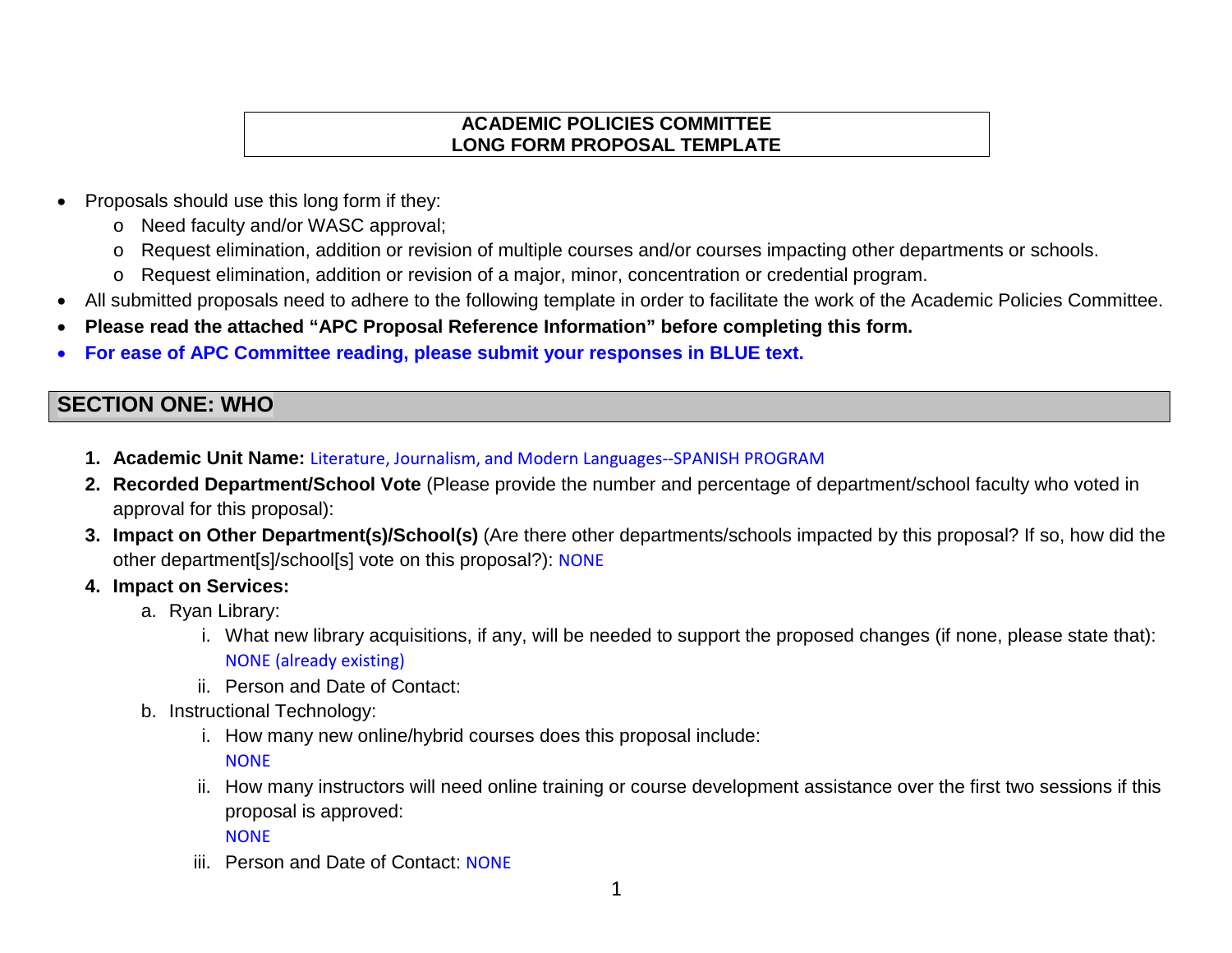**ACADEMIC POLICIES COMMITTEE**
**LONG FORM PROPOSAL TEMPLATE**

- Proposals should use this long form if they:
  - Need faculty and/or WASC approval;
  - Request elimination, addition or revision of multiple courses and/or courses impacting other departments or schools.
  - Request elimination, addition or revision of a major, minor, concentration or credential program.
- All submitted proposals need to adhere to the following template in order to facilitate the work of the Academic Policies Committee.
- **Please read the attached "APC Proposal Reference Information" before completing this form.**
- **For ease of APC Committee reading, please submit your responses in BLUE text.**

## SECTION ONE: WHO

1. **Academic Unit Name:** Literature, Journalism, and Modern Languages--SPANISH PROGRAM
2. **Recorded Department/School Vote** (Please provide the number and percentage of department/school faculty who voted in approval for this proposal):
3. **Impact on Other Department(s)/School(s)** (Are there other departments/schools impacted by this proposal? If so, how did the other department[s]/school[s] vote on this proposal?): NONE
4. **Impact on Services:**
   a. Ryan Library:
      i. What new library acquisitions, if any, will be needed to support the proposed changes (if none, please state that): NONE (already existing)
      ii. Person and Date of Contact:
   b. Instructional Technology:
      i. How many new online/hybrid courses does this proposal include: NONE
      ii. How many instructors will need online training or course development assistance over the first two sessions if this proposal is approved: NONE
      iii. Person and Date of Contact: NONE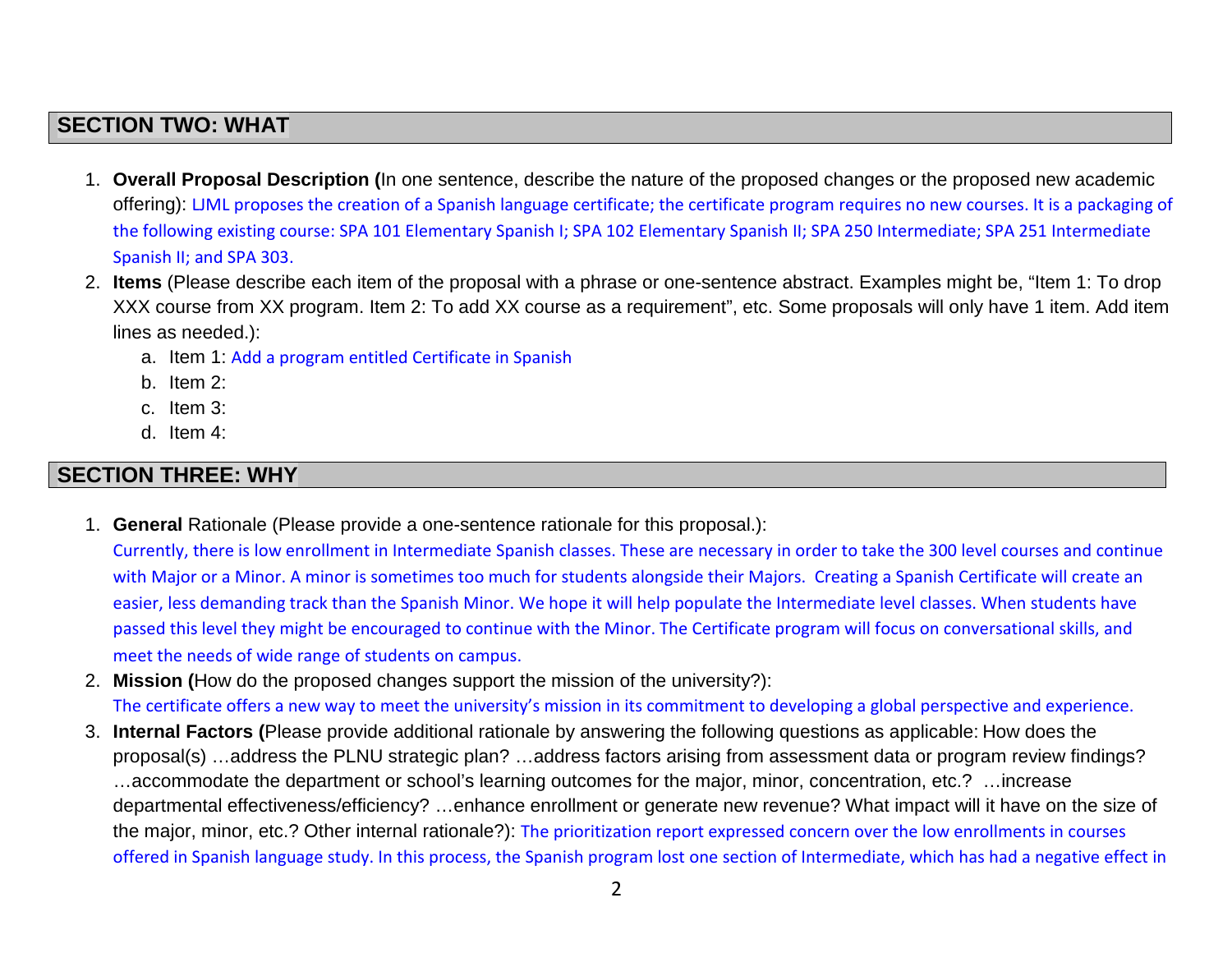## SECTION TWO: WHAT

1. **Overall Proposal Description (**In one sentence, describe the nature of the proposed changes or the proposed new academic offering): LJML proposes the creation of a Spanish language certificate; the certificate program requires no new courses. It is a packaging of the following existing course: SPA 101 Elementary Spanish I; SPA 102 Elementary Spanish II; SPA 250 Intermediate; SPA 251 Intermediate Spanish II; and SPA 303.
2. **Items** (Please describe each item of the proposal with a phrase or one-sentence abstract. Examples might be, "Item 1: To drop XXX course from XX program. Item 2: To add XX course as a requirement", etc. Some proposals will only have 1 item. Add item lines as needed.):
   a. Item 1: Add a program entitled Certificate in Spanish
   b. Item 2:
   c. Item 3:
   d. Item 4:

## SECTION THREE: WHY

1. **General** Rationale (Please provide a one-sentence rationale for this proposal.):
   Currently, there is low enrollment in Intermediate Spanish classes. These are necessary in order to take the 300 level courses and continue with Major or a Minor. A minor is sometimes too much for students alongside their Majors. Creating a Spanish Certificate will create an easier, less demanding track than the Spanish Minor. We hope it will help populate the Intermediate level classes. When students have passed this level they might be encouraged to continue with the Minor. The Certificate program will focus on conversational skills, and meet the needs of wide range of students on campus.
2. **Mission (**How do the proposed changes support the mission of the university?):
   The certificate offers a new way to meet the university's mission in its commitment to developing a global perspective and experience.
3. **Internal Factors (**Please provide additional rationale by answering the following questions as applicable: How does the proposal(s) …address the PLNU strategic plan? …address factors arising from assessment data or program review findings? …accommodate the department or school's learning outcomes for the major, minor, concentration, etc.? …increase departmental effectiveness/efficiency? …enhance enrollment or generate new revenue? What impact will it have on the size of the major, minor, etc.? Other internal rationale?): The prioritization report expressed concern over the low enrollments in courses offered in Spanish language study. In this process, the Spanish program lost one section of Intermediate, which has had a negative effect in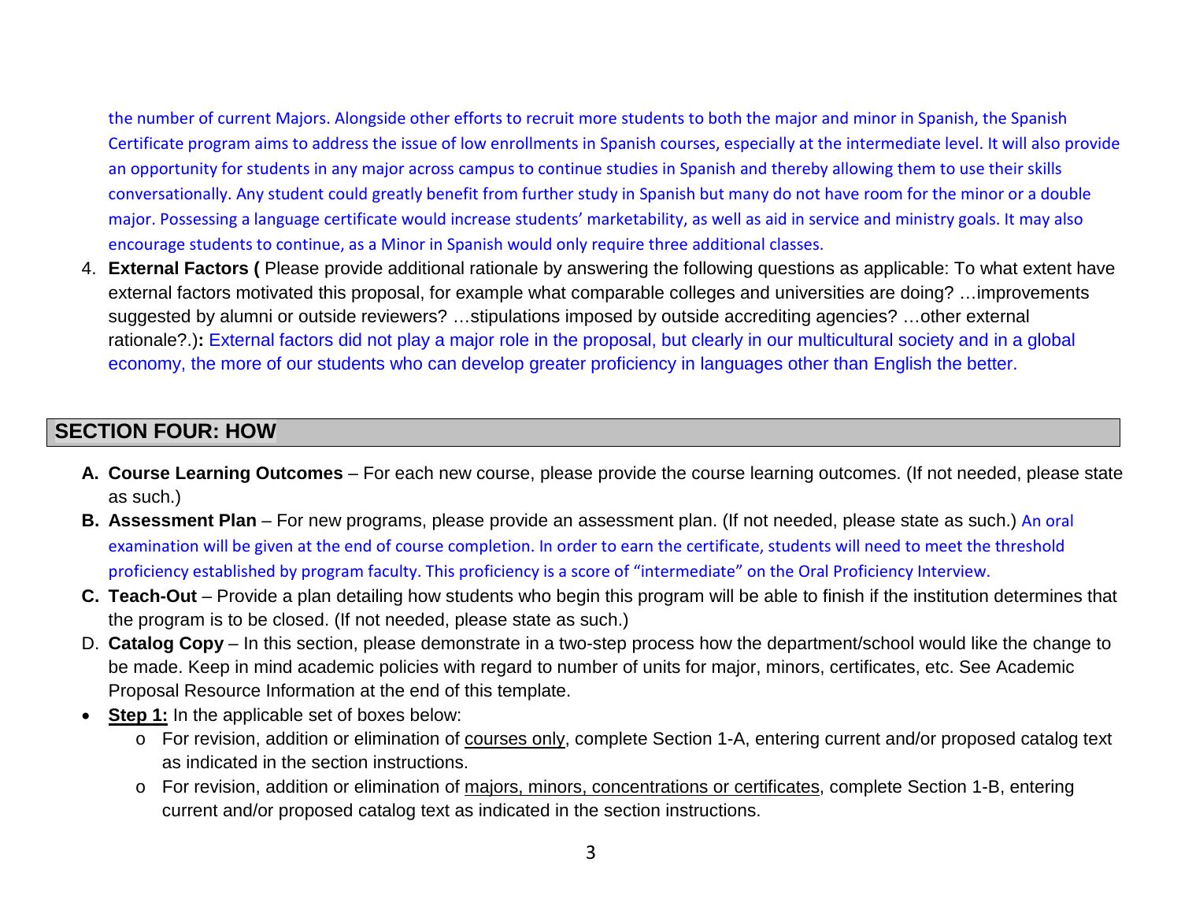the number of current Majors. Alongside other efforts to recruit more students to both the major and minor in Spanish, the Spanish Certificate program aims to address the issue of low enrollments in Spanish courses, especially at the intermediate level. It will also provide an opportunity for students in any major across campus to continue studies in Spanish and thereby allowing them to use their skills conversationally. Any student could greatly benefit from further study in Spanish but many do not have room for the minor or a double major. Possessing a language certificate would increase students' marketability, as well as aid in service and ministry goals. It may also encourage students to continue, as a Minor in Spanish would only require three additional classes.

4. **External Factors (** Please provide additional rationale by answering the following questions as applicable: To what extent have external factors motivated this proposal, for example what comparable colleges and universities are doing? …improvements suggested by alumni or outside reviewers? …stipulations imposed by outside accrediting agencies? …other external rationale?.)**:** External factors did not play a major role in the proposal, but clearly in our multicultural society and in a global economy, the more of our students who can develop greater proficiency in languages other than English the better.

## SECTION FOUR: HOW

**A. Course Learning Outcomes** – For each new course, please provide the course learning outcomes. (If not needed, please state as such.)

**B. Assessment Plan** – For new programs, please provide an assessment plan. (If not needed, please state as such.) An oral examination will be given at the end of course completion. In order to earn the certificate, students will need to meet the threshold proficiency established by program faculty. This proficiency is a score of "intermediate" on the Oral Proficiency Interview.

**C. Teach-Out** – Provide a plan detailing how students who begin this program will be able to finish if the institution determines that the program is to be closed. (If not needed, please state as such.)

D. **Catalog Copy** – In this section, please demonstrate in a two-step process how the department/school would like the change to be made. Keep in mind academic policies with regard to number of units for major, minors, certificates, etc. See Academic Proposal Resource Information at the end of this template.

- **Step 1:** In the applicable set of boxes below:
  - For revision, addition or elimination of courses only, complete Section 1-A, entering current and/or proposed catalog text as indicated in the section instructions.
  - For revision, addition or elimination of majors, minors, concentrations or certificates, complete Section 1-B, entering current and/or proposed catalog text as indicated in the section instructions.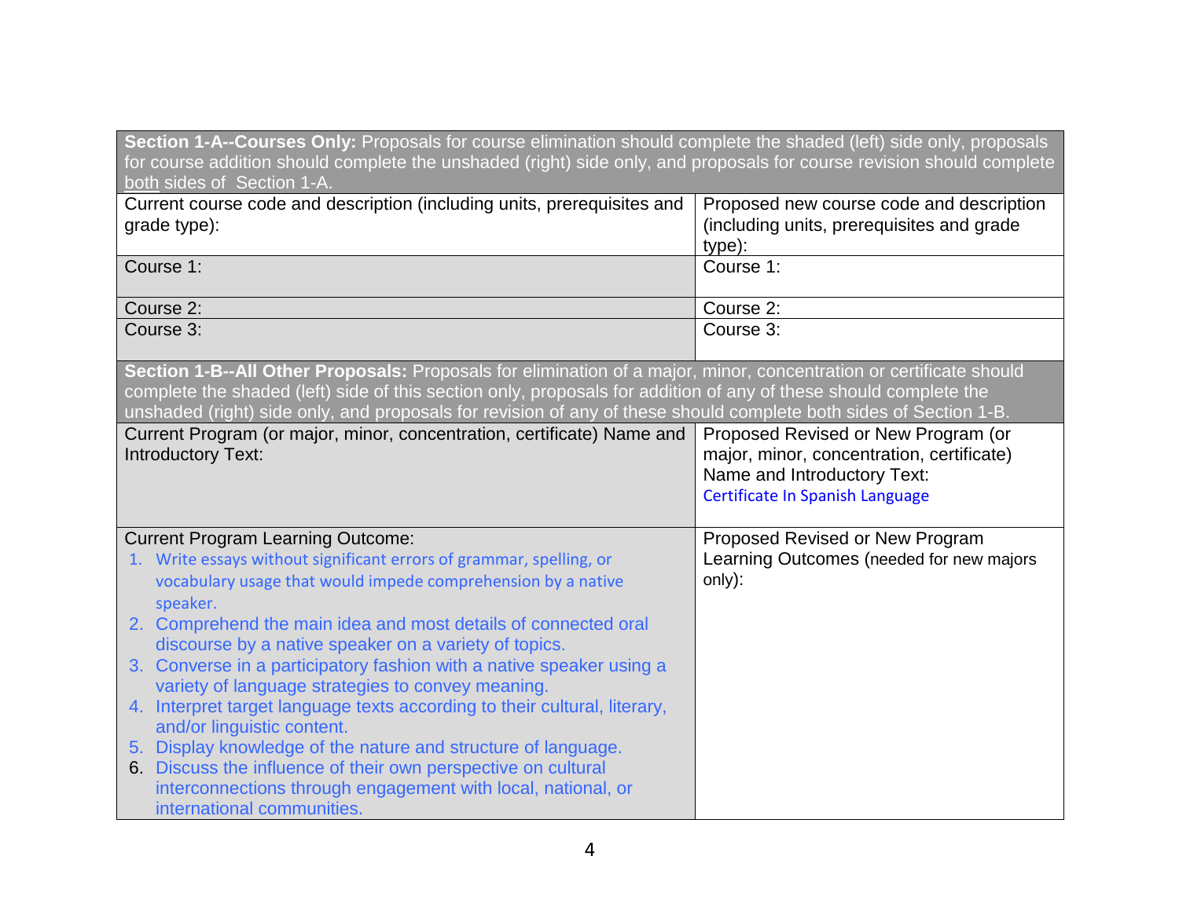| **Section 1-A--Courses Only:** Proposals for course elimination should complete the shaded (left) side only, proposals for course addition should complete the unshaded (right) side only, and proposals for course revision should complete both sides of Section 1-A. | |
|---|---|
| Current course code and description (including units, prerequisites and grade type): | Proposed new course code and description (including units, prerequisites and grade type): |
| Course 1: | Course 1: |
| Course 2: | Course 2: |
| Course 3: | Course 3: |
| **Section 1-B--All Other Proposals:** Proposals for elimination of a major, minor, concentration or certificate should complete the shaded (left) side of this section only, proposals for addition of any of these should complete the unshaded (right) side only, and proposals for revision of any of these should complete both sides of Section 1-B. | |
| Current Program (or major, minor, concentration, certificate) Name and Introductory Text: | Proposed Revised or New Program (or major, minor, concentration, certificate) Name and Introductory Text: Certificate In Spanish Language |
| Current Program Learning Outcome: 1. Write essays without significant errors of grammar, spelling, or vocabulary usage that would impede comprehension by a native speaker. 2. Comprehend the main idea and most details of connected oral discourse by a native speaker on a variety of topics. 3. Converse in a participatory fashion with a native speaker using a variety of language strategies to convey meaning. 4. Interpret target language texts according to their cultural, literary, and/or linguistic content. 5. Display knowledge of the nature and structure of language. 6. Discuss the influence of their own perspective on cultural interconnections through engagement with local, national, or international communities. | Proposed Revised or New Program Learning Outcomes (needed for new majors only): |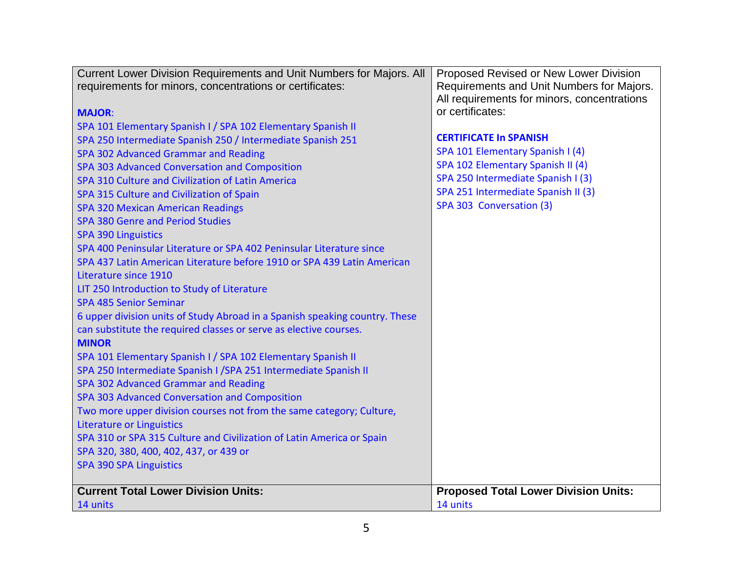| Current Lower Division Requirements and Unit Numbers for Majors. All requirements for minors, concentrations or certificates: | Proposed Revised or New Lower Division Requirements and Unit Numbers for Majors. All requirements for minors, concentrations or certificates: |
|---|---|
| **MAJOR**:<br>SPA 101 Elementary Spanish I / SPA 102 Elementary Spanish II<br>SPA 250 Intermediate Spanish 250 / Intermediate Spanish 251<br>SPA 302 Advanced Grammar and Reading<br>SPA 303 Advanced Conversation and Composition<br>SPA 310 Culture and Civilization of Latin America<br>SPA 315 Culture and Civilization of Spain<br>SPA 320 Mexican American Readings<br>SPA 380 Genre and Period Studies<br>SPA 390 Linguistics<br>SPA 400 Peninsular Literature or SPA 402 Peninsular Literature since<br>SPA 437 Latin American Literature before 1910 or SPA 439 Latin American Literature since 1910<br>LIT 250 Introduction to Study of Literature<br>SPA 485 Senior Seminar<br>6 upper division units of Study Abroad in a Spanish speaking country. These can substitute the required classes or serve as elective courses.<br>**MINOR**<br>SPA 101 Elementary Spanish I / SPA 102 Elementary Spanish II<br>SPA 250 Intermediate Spanish I /SPA 251 Intermediate Spanish II<br>SPA 302 Advanced Grammar and Reading<br>SPA 303 Advanced Conversation and Composition<br>Two more upper division courses not from the same category; Culture, Literature or Linguistics<br>SPA 310 or SPA 315 Culture and Civilization of Latin America or Spain<br>SPA 320, 380, 400, 402, 437, or 439 or<br>SPA 390 SPA Linguistics | **CERTIFICATE In SPANISH**<br>SPA 101 Elementary Spanish I (4)<br>SPA 102 Elementary Spanish II (4)<br>SPA 250 Intermediate Spanish I (3)<br>SPA 251 Intermediate Spanish II (3)<br>SPA 303 Conversation (3) |
| **Current Total Lower Division Units:**<br>14 units | **Proposed Total Lower Division Units:**<br>14 units |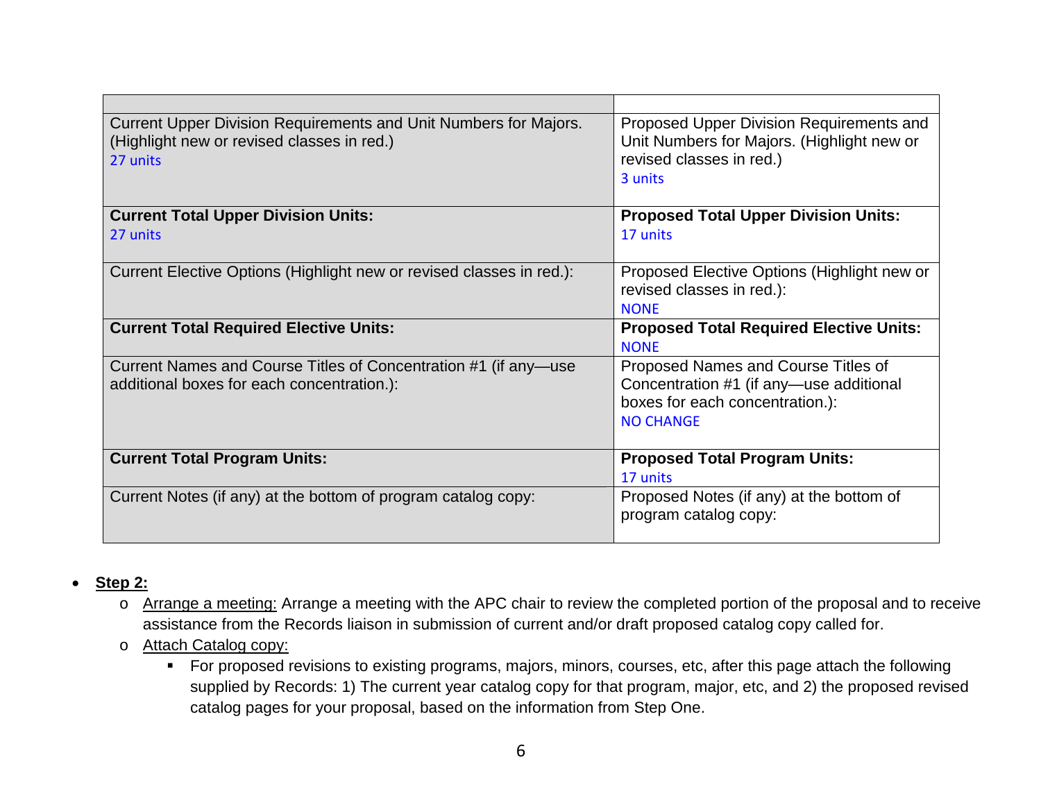| | |
|---|---|
| Current Upper Division Requirements and Unit Numbers for Majors. (Highlight new or revised classes in red.)<br>27 units | Proposed Upper Division Requirements and Unit Numbers for Majors. (Highlight new or revised classes in red.)<br>3 units |
| **Current Total Upper Division Units:**<br>27 units | **Proposed Total Upper Division Units:**<br>17 units |
| Current Elective Options (Highlight new or revised classes in red.): | Proposed Elective Options (Highlight new or revised classes in red.):<br>NONE |
| **Current Total Required Elective Units:** | **Proposed Total Required Elective Units:**<br>NONE |
| Current Names and Course Titles of Concentration #1 (if any—use additional boxes for each concentration.): | Proposed Names and Course Titles of Concentration #1 (if any—use additional boxes for each concentration.):<br>NO CHANGE |
| **Current Total Program Units:** | **Proposed Total Program Units:**<br>17 units |
| Current Notes (if any) at the bottom of program catalog copy: | Proposed Notes (if any) at the bottom of program catalog copy: |

- **Step 2:**
  - Arrange a meeting: Arrange a meeting with the APC chair to review the completed portion of the proposal and to receive assistance from the Records liaison in submission of current and/or draft proposed catalog copy called for.
  - Attach Catalog copy:
    - For proposed revisions to existing programs, majors, minors, courses, etc, after this page attach the following supplied by Records: 1) The current year catalog copy for that program, major, etc, and 2) the proposed revised catalog pages for your proposal, based on the information from Step One.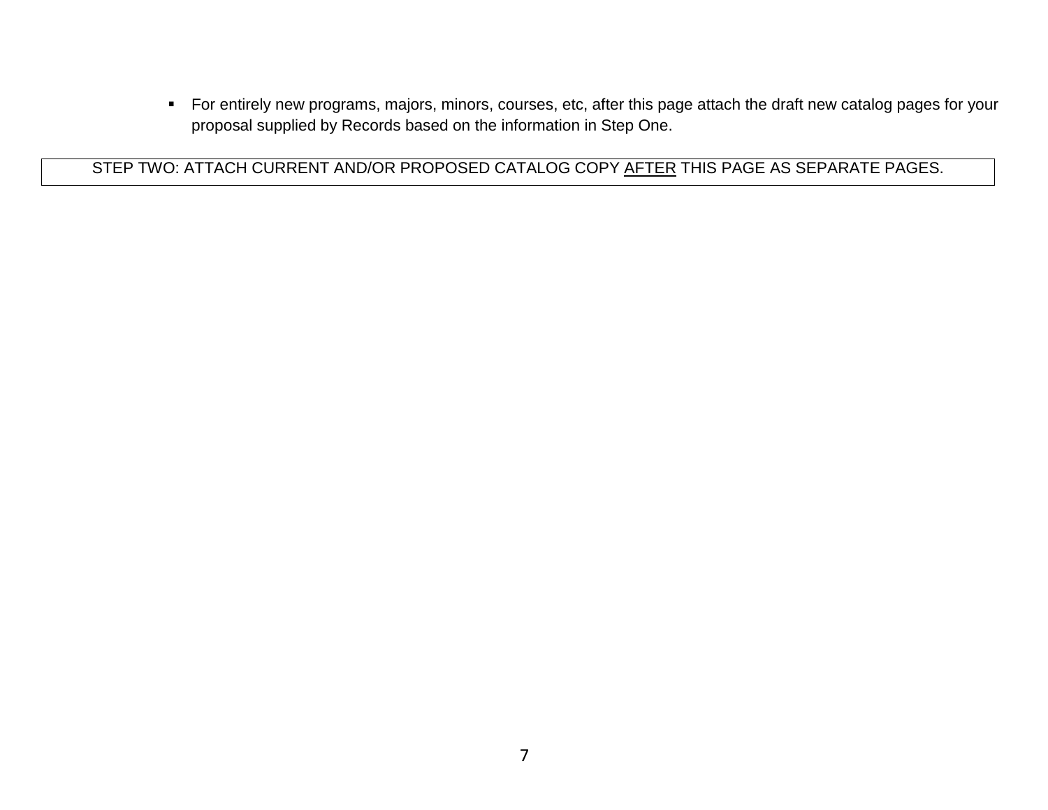- For entirely new programs, majors, minors, courses, etc, after this page attach the draft new catalog pages for your proposal supplied by Records based on the information in Step One.

| STEP TWO: ATTACH CURRENT AND/OR PROPOSED CATALOG COPY <u>AFTER</u> THIS PAGE AS SEPARATE PAGES. |
|---|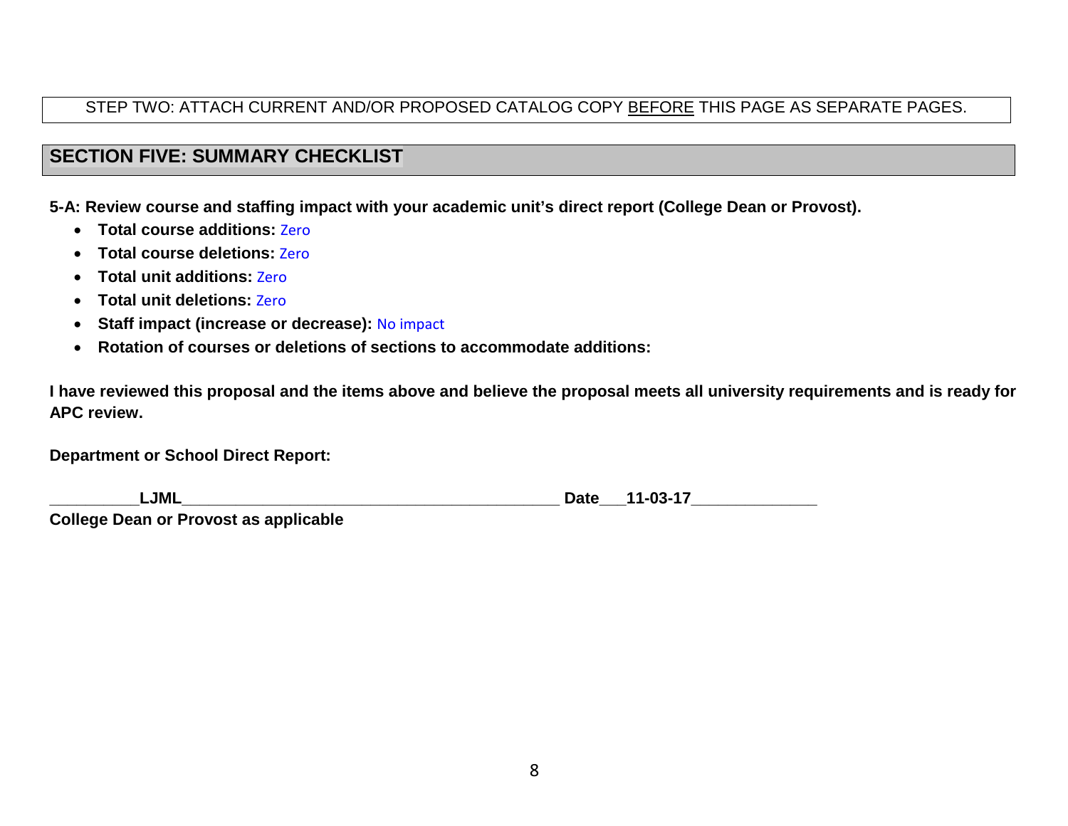STEP TWO: ATTACH CURRENT AND/OR PROPOSED CATALOG COPY BEFORE THIS PAGE AS SEPARATE PAGES.

## SECTION FIVE: SUMMARY CHECKLIST

**5-A: Review course and staffing impact with your academic unit's direct report (College Dean or Provost).**

- **Total course additions:** Zero
- **Total course deletions:** Zero
- **Total unit additions:** Zero
- **Total unit deletions:** Zero
- **Staff impact (increase or decrease):** No impact
- **Rotation of courses or deletions of sections to accommodate additions:**

**I have reviewed this proposal and the items above and believe the proposal meets all university requirements and is ready for APC review.**

**Department or School Direct Report:**

**__________LJML____________________________________________ Date___11-03-17______________**
**College Dean or Provost as applicable**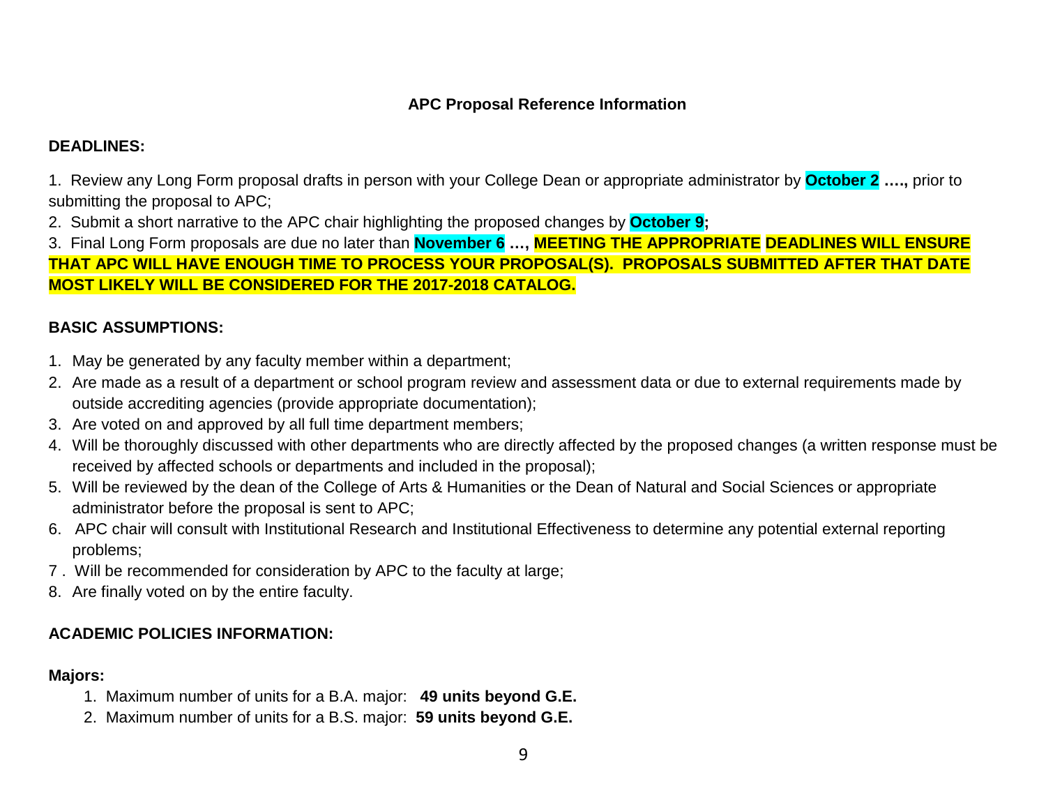## APC Proposal Reference Information

**DEADLINES:**

1. Review any Long Form proposal drafts in person with your College Dean or appropriate administrator by **October 2 ….,** prior to submitting the proposal to APC;
2. Submit a short narrative to the APC chair highlighting the proposed changes by **October 9;**
3. Final Long Form proposals are due no later than **November 6 …, MEETING THE APPROPRIATE DEADLINES WILL ENSURE THAT APC WILL HAVE ENOUGH TIME TO PROCESS YOUR PROPOSAL(S). PROPOSALS SUBMITTED AFTER THAT DATE MOST LIKELY WILL BE CONSIDERED FOR THE 2017-2018 CATALOG.**

**BASIC ASSUMPTIONS:**

1. May be generated by any faculty member within a department;
2. Are made as a result of a department or school program review and assessment data or due to external requirements made by outside accrediting agencies (provide appropriate documentation);
3. Are voted on and approved by all full time department members;
4. Will be thoroughly discussed with other departments who are directly affected by the proposed changes (a written response must be received by affected schools or departments and included in the proposal);
5. Will be reviewed by the dean of the College of Arts & Humanities or the Dean of Natural and Social Sciences or appropriate administrator before the proposal is sent to APC;
6. APC chair will consult with Institutional Research and Institutional Effectiveness to determine any potential external reporting problems;
7. Will be recommended for consideration by APC to the faculty at large;
8. Are finally voted on by the entire faculty.

**ACADEMIC POLICIES INFORMATION:**

**Majors:**

1. Maximum number of units for a B.A. major: **49 units beyond G.E.**
2. Maximum number of units for a B.S. major: **59 units beyond G.E.**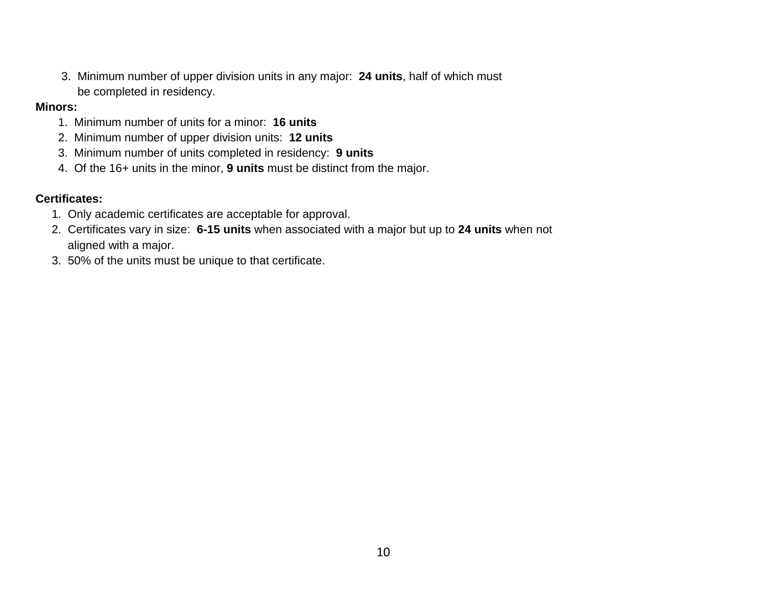3. Minimum number of upper division units in any major: **24 units**, half of which must be completed in residency.

**Minors:**

1. Minimum number of units for a minor: **16 units**
2. Minimum number of upper division units: **12 units**
3. Minimum number of units completed in residency: **9 units**
4. Of the 16+ units in the minor, **9 units** must be distinct from the major.

**Certificates:**

1. Only academic certificates are acceptable for approval.
2. Certificates vary in size: **6-15 units** when associated with a major but up to **24 units** when not aligned with a major.
3. 50% of the units must be unique to that certificate.